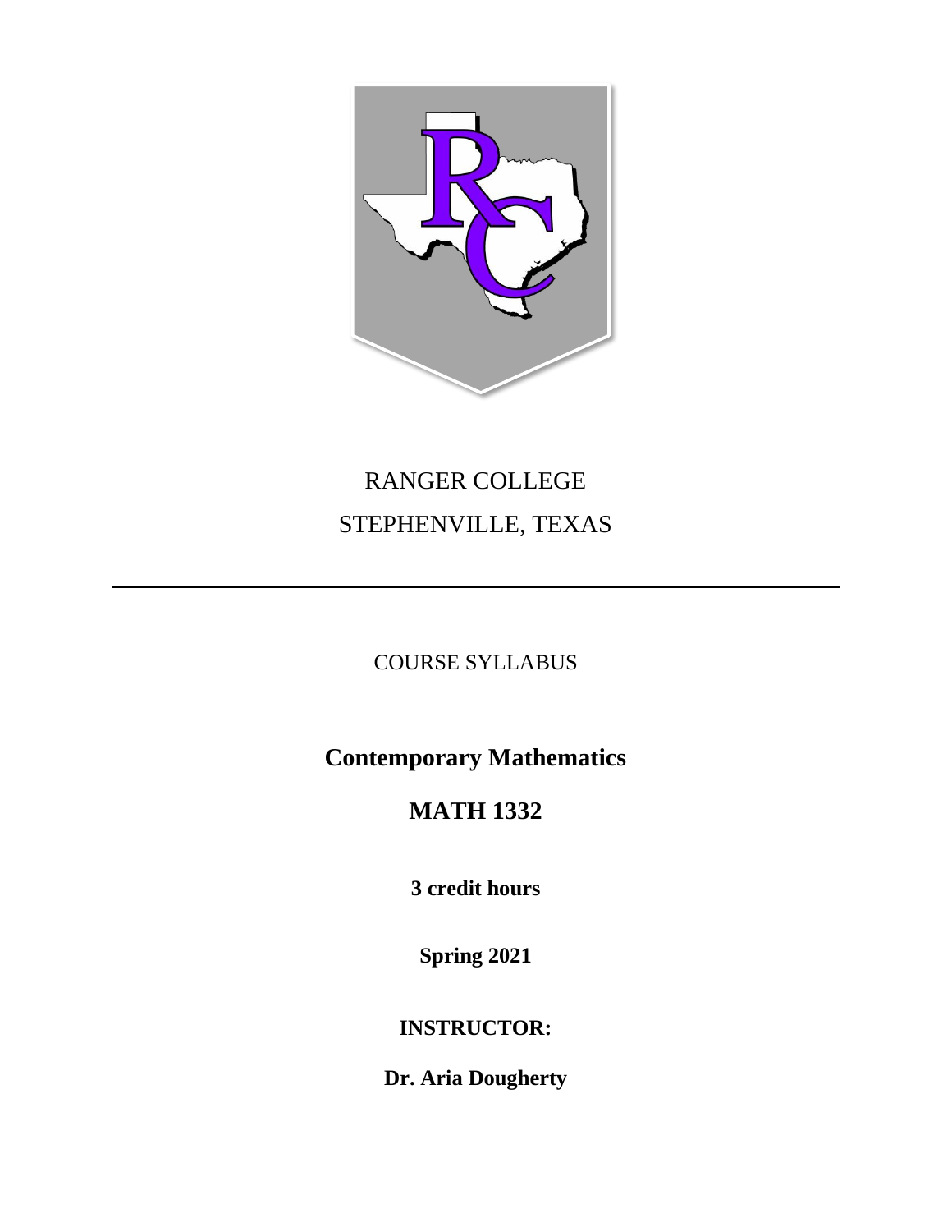RANGER COLLEGE

STEPHENVILLE, TEXAS

---

COURSE SYLLABUS

# Contemporary Mathematics

# MATH 1332

**3 credit hours**

**Spring 2021**

**INSTRUCTOR:**

**Dr. Aria Dougherty**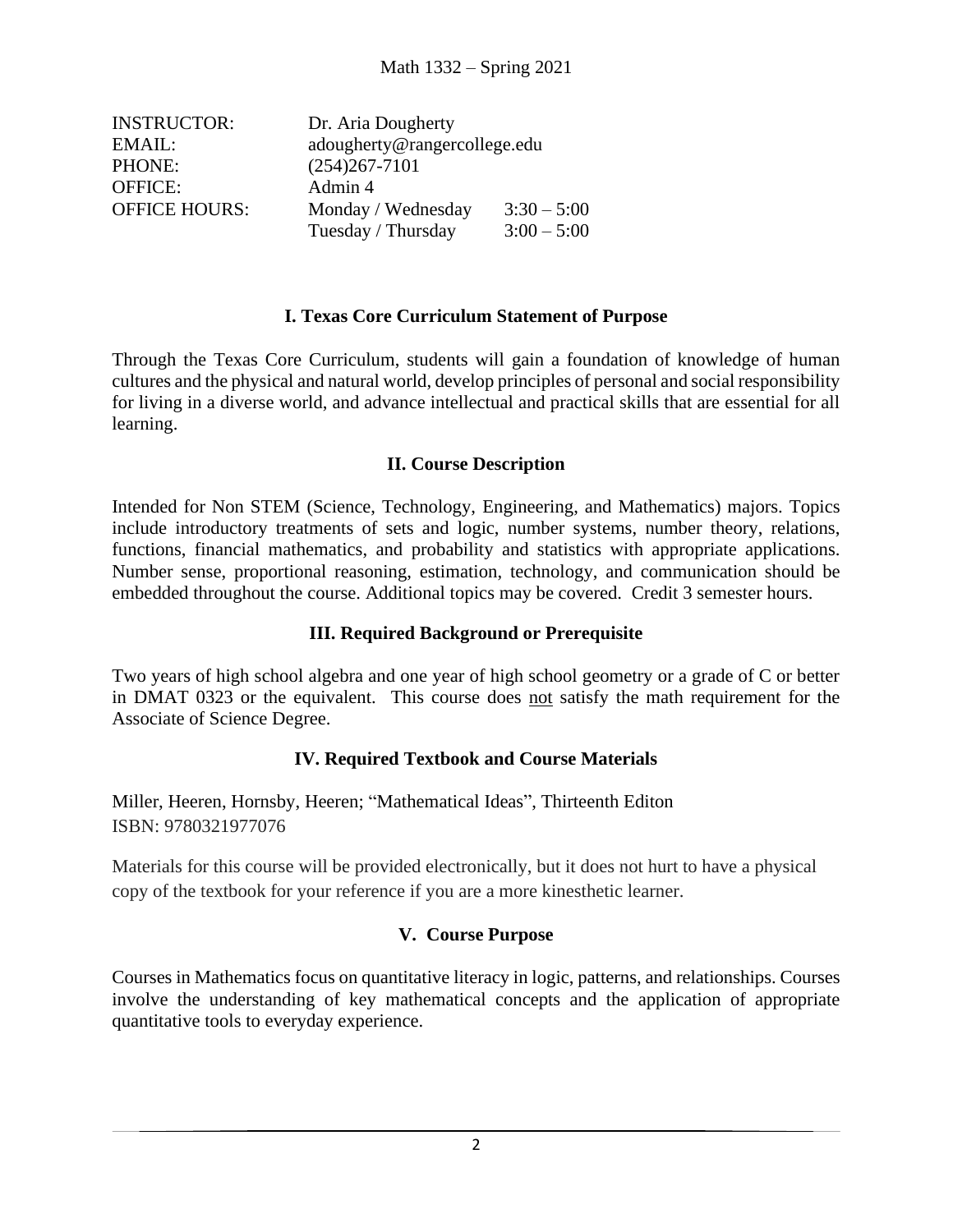Math 1332 – Spring 2021

| | | |
|---|---|---|
| INSTRUCTOR: | Dr. Aria Dougherty | |
| EMAIL: | adougherty@rangercollege.edu | |
| PHONE: | (254)267-7101 | |
| OFFICE: | Admin 4 | |
| OFFICE HOURS: | Monday / Wednesday | 3:30 – 5:00 |
| | Tuesday / Thursday | 3:00 – 5:00 |

## I. Texas Core Curriculum Statement of Purpose

Through the Texas Core Curriculum, students will gain a foundation of knowledge of human cultures and the physical and natural world, develop principles of personal and social responsibility for living in a diverse world, and advance intellectual and practical skills that are essential for all learning.

## II. Course Description

Intended for Non STEM (Science, Technology, Engineering, and Mathematics) majors. Topics include introductory treatments of sets and logic, number systems, number theory, relations, functions, financial mathematics, and probability and statistics with appropriate applications. Number sense, proportional reasoning, estimation, technology, and communication should be embedded throughout the course. Additional topics may be covered. Credit 3 semester hours.

## III. Required Background or Prerequisite

Two years of high school algebra and one year of high school geometry or a grade of C or better in DMAT 0323 or the equivalent. This course does <u>not</u> satisfy the math requirement for the Associate of Science Degree.

## IV. Required Textbook and Course Materials

Miller, Heeren, Hornsby, Heeren; "Mathematical Ideas", Thirteenth Editon
ISBN: 9780321977076

Materials for this course will be provided electronically, but it does not hurt to have a physical copy of the textbook for your reference if you are a more kinesthetic learner.

## V. Course Purpose

Courses in Mathematics focus on quantitative literacy in logic, patterns, and relationships. Courses involve the understanding of key mathematical concepts and the application of appropriate quantitative tools to everyday experience.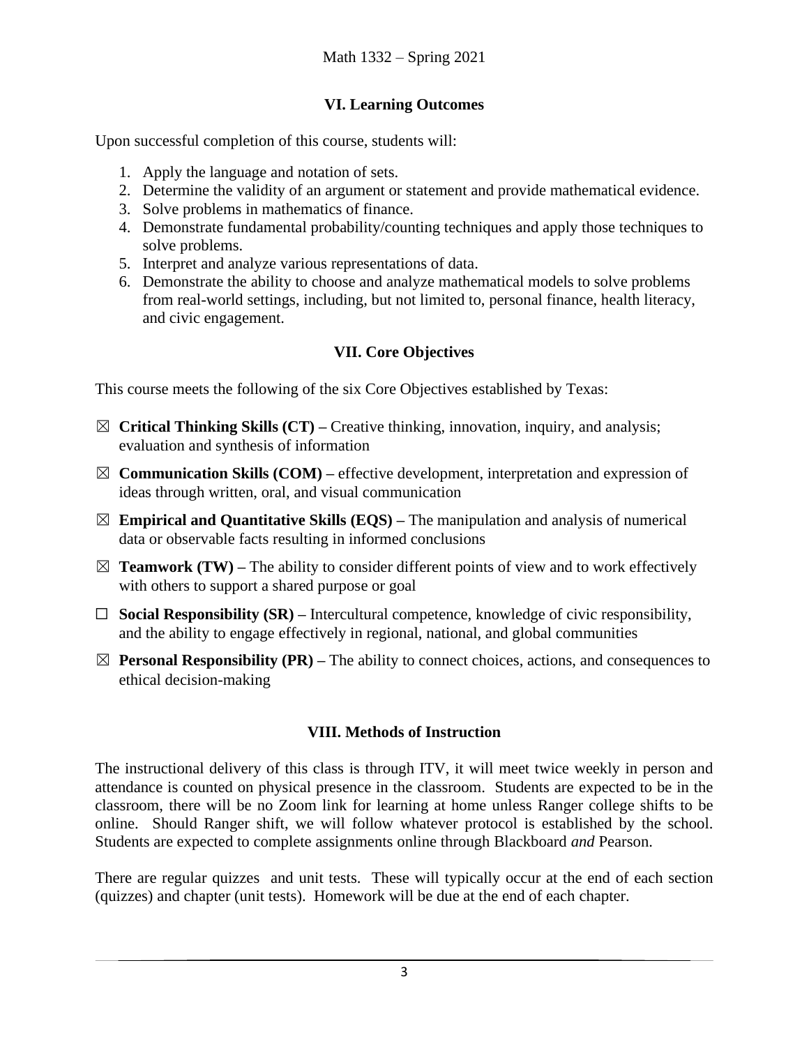## VI. Learning Outcomes

Upon successful completion of this course, students will:

1. Apply the language and notation of sets.
2. Determine the validity of an argument or statement and provide mathematical evidence.
3. Solve problems in mathematics of finance.
4. Demonstrate fundamental probability/counting techniques and apply those techniques to solve problems.
5. Interpret and analyze various representations of data.
6. Demonstrate the ability to choose and analyze mathematical models to solve problems from real-world settings, including, but not limited to, personal finance, health literacy, and civic engagement.

## VII. Core Objectives

This course meets the following of the six Core Objectives established by Texas:

☒ **Critical Thinking Skills (CT) –** Creative thinking, innovation, inquiry, and analysis; evaluation and synthesis of information

☒ **Communication Skills (COM) –** effective development, interpretation and expression of ideas through written, oral, and visual communication

☒ **Empirical and Quantitative Skills (EQS) –** The manipulation and analysis of numerical data or observable facts resulting in informed conclusions

☒ **Teamwork (TW) –** The ability to consider different points of view and to work effectively with others to support a shared purpose or goal

☐ **Social Responsibility (SR) –** Intercultural competence, knowledge of civic responsibility, and the ability to engage effectively in regional, national, and global communities

☒ **Personal Responsibility (PR) –** The ability to connect choices, actions, and consequences to ethical decision-making

## VIII. Methods of Instruction

The instructional delivery of this class is through ITV, it will meet twice weekly in person and attendance is counted on physical presence in the classroom. Students are expected to be in the classroom, there will be no Zoom link for learning at home unless Ranger college shifts to be online. Should Ranger shift, we will follow whatever protocol is established by the school. Students are expected to complete assignments online through Blackboard *and* Pearson.

There are regular quizzes and unit tests. These will typically occur at the end of each section (quizzes) and chapter (unit tests). Homework will be due at the end of each chapter.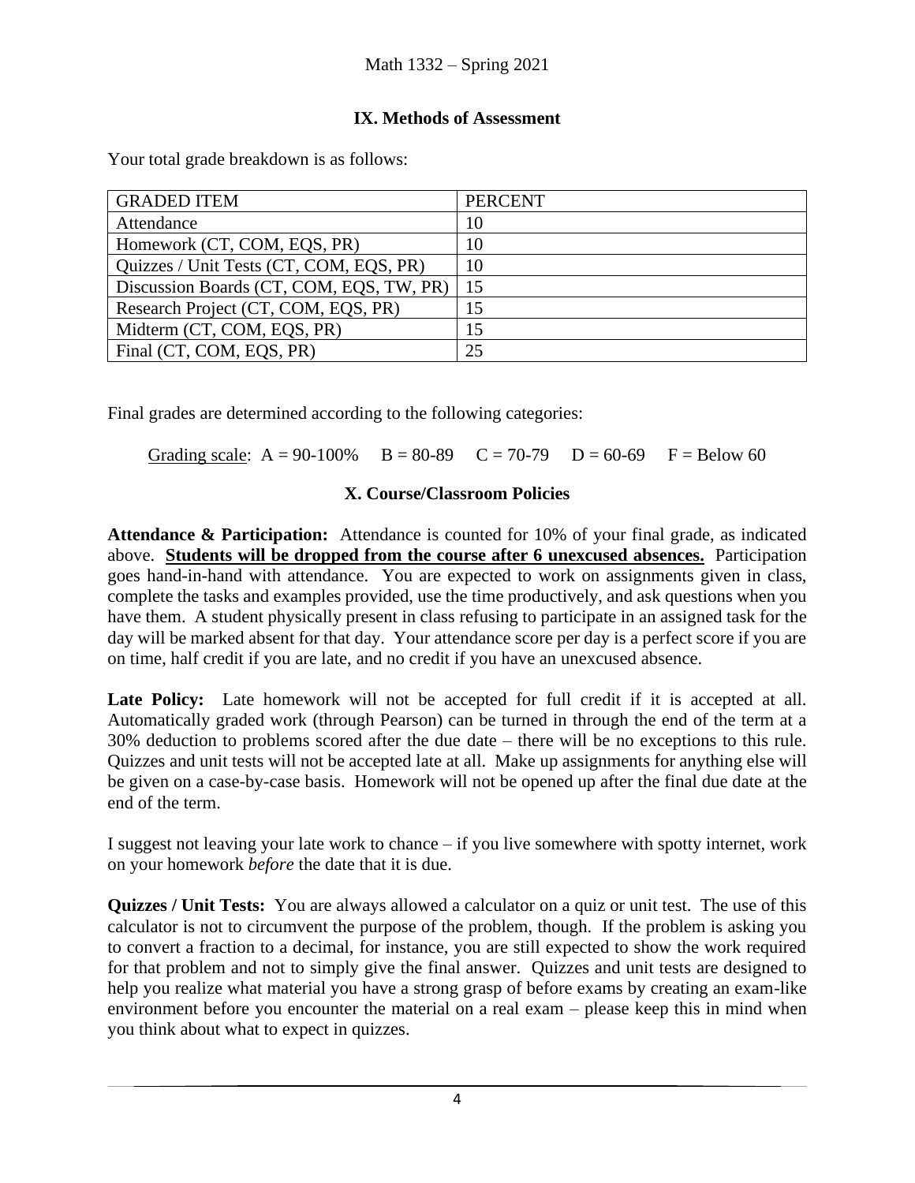## IX. Methods of Assessment

Your total grade breakdown is as follows:

| GRADED ITEM | PERCENT |
|---|---|
| Attendance | 10 |
| Homework (CT, COM, EQS, PR) | 10 |
| Quizzes / Unit Tests (CT, COM, EQS, PR) | 10 |
| Discussion Boards (CT, COM, EQS, TW, PR) | 15 |
| Research Project (CT, COM, EQS, PR) | 15 |
| Midterm (CT, COM, EQS, PR) | 15 |
| Final (CT, COM, EQS, PR) | 25 |

Final grades are determined according to the following categories:

Grading scale: A = 90-100%  B = 80-89  C = 70-79  D = 60-69  F = Below 60

## X. Course/Classroom Policies

**Attendance & Participation:** Attendance is counted for 10% of your final grade, as indicated above. **Students will be dropped from the course after 6 unexcused absences.** Participation goes hand-in-hand with attendance. You are expected to work on assignments given in class, complete the tasks and examples provided, use the time productively, and ask questions when you have them. A student physically present in class refusing to participate in an assigned task for the day will be marked absent for that day. Your attendance score per day is a perfect score if you are on time, half credit if you are late, and no credit if you have an unexcused absence.

**Late Policy:** Late homework will not be accepted for full credit if it is accepted at all. Automatically graded work (through Pearson) can be turned in through the end of the term at a 30% deduction to problems scored after the due date – there will be no exceptions to this rule. Quizzes and unit tests will not be accepted late at all. Make up assignments for anything else will be given on a case-by-case basis. Homework will not be opened up after the final due date at the end of the term.

I suggest not leaving your late work to chance – if you live somewhere with spotty internet, work on your homework *before* the date that it is due.

**Quizzes / Unit Tests:** You are always allowed a calculator on a quiz or unit test. The use of this calculator is not to circumvent the purpose of the problem, though. If the problem is asking you to convert a fraction to a decimal, for instance, you are still expected to show the work required for that problem and not to simply give the final answer. Quizzes and unit tests are designed to help you realize what material you have a strong grasp of before exams by creating an exam-like environment before you encounter the material on a real exam – please keep this in mind when you think about what to expect in quizzes.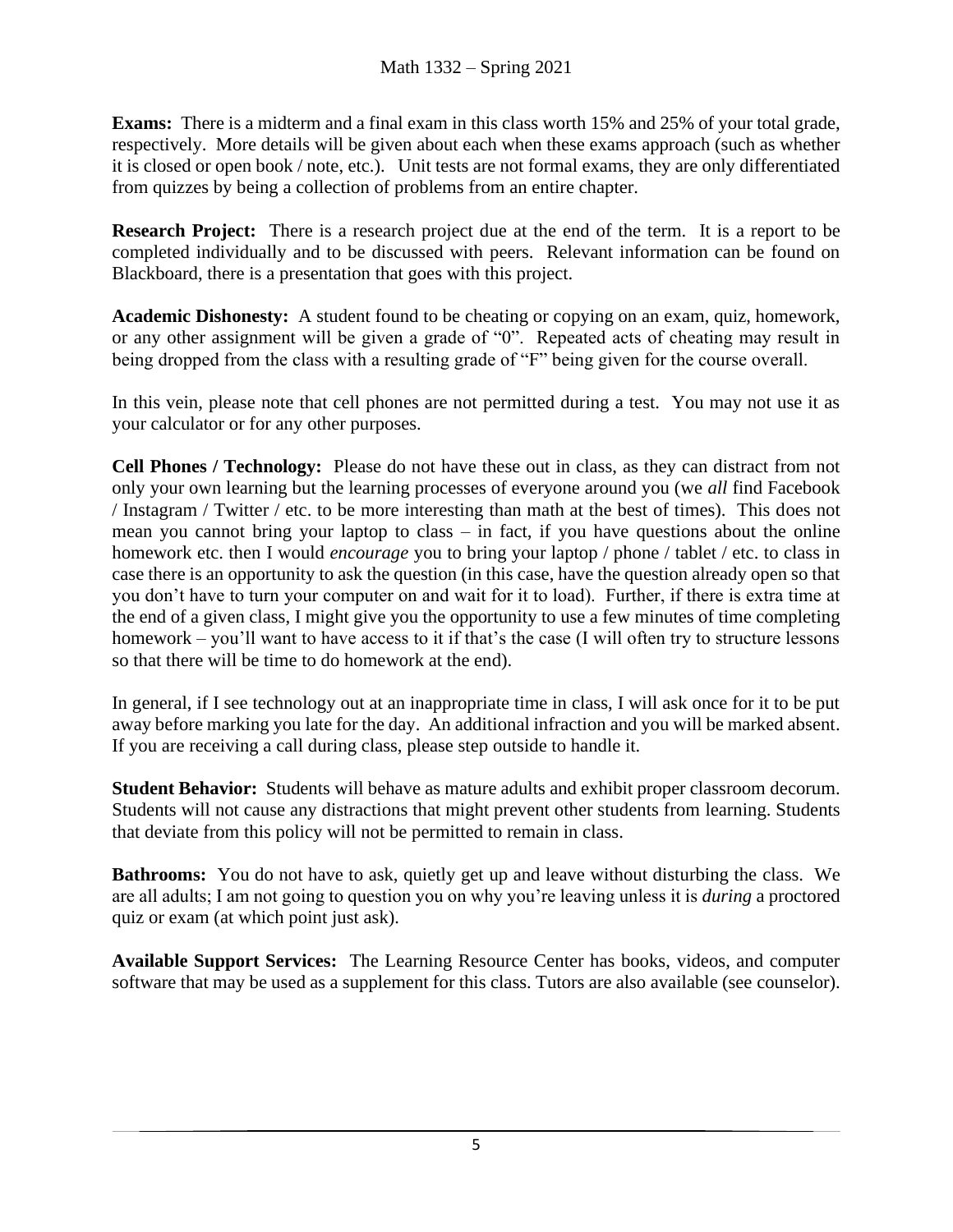**Exams:** There is a midterm and a final exam in this class worth 15% and 25% of your total grade, respectively. More details will be given about each when these exams approach (such as whether it is closed or open book / note, etc.). Unit tests are not formal exams, they are only differentiated from quizzes by being a collection of problems from an entire chapter.

**Research Project:** There is a research project due at the end of the term. It is a report to be completed individually and to be discussed with peers. Relevant information can be found on Blackboard, there is a presentation that goes with this project.

**Academic Dishonesty:** A student found to be cheating or copying on an exam, quiz, homework, or any other assignment will be given a grade of "0". Repeated acts of cheating may result in being dropped from the class with a resulting grade of "F" being given for the course overall.

In this vein, please note that cell phones are not permitted during a test. You may not use it as your calculator or for any other purposes.

**Cell Phones / Technology:** Please do not have these out in class, as they can distract from not only your own learning but the learning processes of everyone around you (we *all* find Facebook / Instagram / Twitter / etc. to be more interesting than math at the best of times). This does not mean you cannot bring your laptop to class – in fact, if you have questions about the online homework etc. then I would *encourage* you to bring your laptop / phone / tablet / etc. to class in case there is an opportunity to ask the question (in this case, have the question already open so that you don't have to turn your computer on and wait for it to load). Further, if there is extra time at the end of a given class, I might give you the opportunity to use a few minutes of time completing homework – you'll want to have access to it if that's the case (I will often try to structure lessons so that there will be time to do homework at the end).

In general, if I see technology out at an inappropriate time in class, I will ask once for it to be put away before marking you late for the day. An additional infraction and you will be marked absent. If you are receiving a call during class, please step outside to handle it.

**Student Behavior:** Students will behave as mature adults and exhibit proper classroom decorum. Students will not cause any distractions that might prevent other students from learning. Students that deviate from this policy will not be permitted to remain in class.

**Bathrooms:** You do not have to ask, quietly get up and leave without disturbing the class. We are all adults; I am not going to question you on why you're leaving unless it is *during* a proctored quiz or exam (at which point just ask).

**Available Support Services:** The Learning Resource Center has books, videos, and computer software that may be used as a supplement for this class. Tutors are also available (see counselor).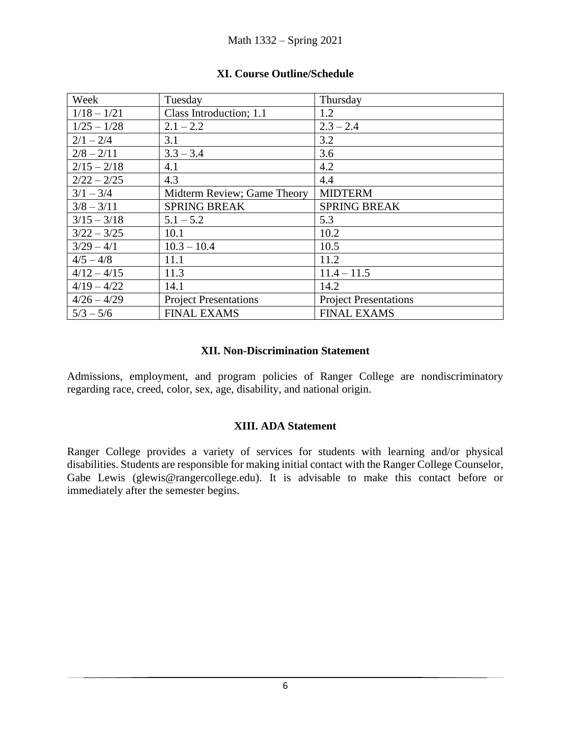## XI. Course Outline/Schedule

| Week | Tuesday | Thursday |
|---|---|---|
| 1/18 – 1/21 | Class Introduction; 1.1 | 1.2 |
| 1/25 – 1/28 | 2.1 – 2.2 | 2.3 – 2.4 |
| 2/1 – 2/4 | 3.1 | 3.2 |
| 2/8 – 2/11 | 3.3 – 3.4 | 3.6 |
| 2/15 – 2/18 | 4.1 | 4.2 |
| 2/22 – 2/25 | 4.3 | 4.4 |
| 3/1 – 3/4 | Midterm Review; Game Theory | MIDTERM |
| 3/8 – 3/11 | SPRING BREAK | SPRING BREAK |
| 3/15 – 3/18 | 5.1 – 5.2 | 5.3 |
| 3/22 – 3/25 | 10.1 | 10.2 |
| 3/29 – 4/1 | 10.3 – 10.4 | 10.5 |
| 4/5 – 4/8 | 11.1 | 11.2 |
| 4/12 – 4/15 | 11.3 | 11.4 – 11.5 |
| 4/19 – 4/22 | 14.1 | 14.2 |
| 4/26 – 4/29 | Project Presentations | Project Presentations |
| 5/3 – 5/6 | FINAL EXAMS | FINAL EXAMS |

## XII. Non-Discrimination Statement

Admissions, employment, and program policies of Ranger College are nondiscriminatory regarding race, creed, color, sex, age, disability, and national origin.

## XIII. ADA Statement

Ranger College provides a variety of services for students with learning and/or physical disabilities. Students are responsible for making initial contact with the Ranger College Counselor, Gabe Lewis (glewis@rangercollege.edu). It is advisable to make this contact before or immediately after the semester begins.